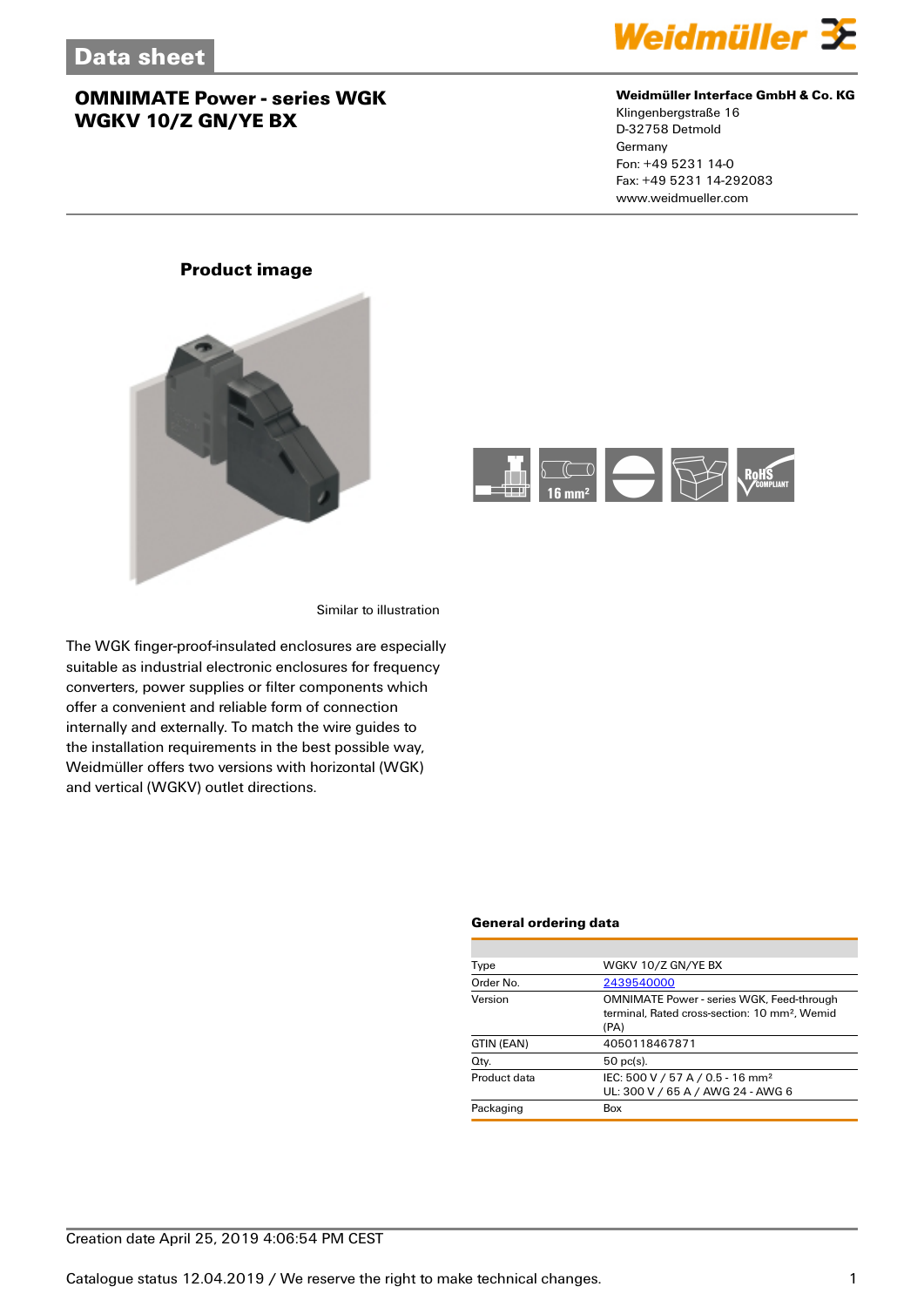# Data sheet

## OMNIMATE Power - series WGK
## WGKV 10/Z GN/YE BX

**Weidmüller Interface GmbH & Co. KG**
Klingenbergstraße 16
D-32758 Detmold
Germany
Fon: +49 5231 14-0
Fax: +49 5231 14-292083
www.weidmueller.com

### Product image

Similar to illustration

The WGK finger-proof-insulated enclosures are especially suitable as industrial electronic enclosures for frequency converters, power supplies or filter components which offer a convenient and reliable form of connection internally and externally. To match the wire guides to the installation requirements in the best possible way, Weidmüller offers two versions with horizontal (WGK) and vertical (WGKV) outlet directions.

### General ordering data

| | |
|---|---|
| Type | WGKV 10/Z GN/YE BX |
| Order No. | 2439540000 |
| Version | OMNIMATE Power - series WGK, Feed-through terminal, Rated cross-section: 10 mm², Wemid (PA) |
| GTIN (EAN) | 4050118467871 |
| Qty. | 50 pc(s). |
| Product data | IEC: 500 V / 57 A / 0.5 - 16 mm²<br>UL: 300 V / 65 A / AWG 24 - AWG 6 |
| Packaging | Box |

Creation date April 25, 2019 4:06:54 PM CEST

Catalogue status 12.04.2019 / We reserve the right to make technical changes.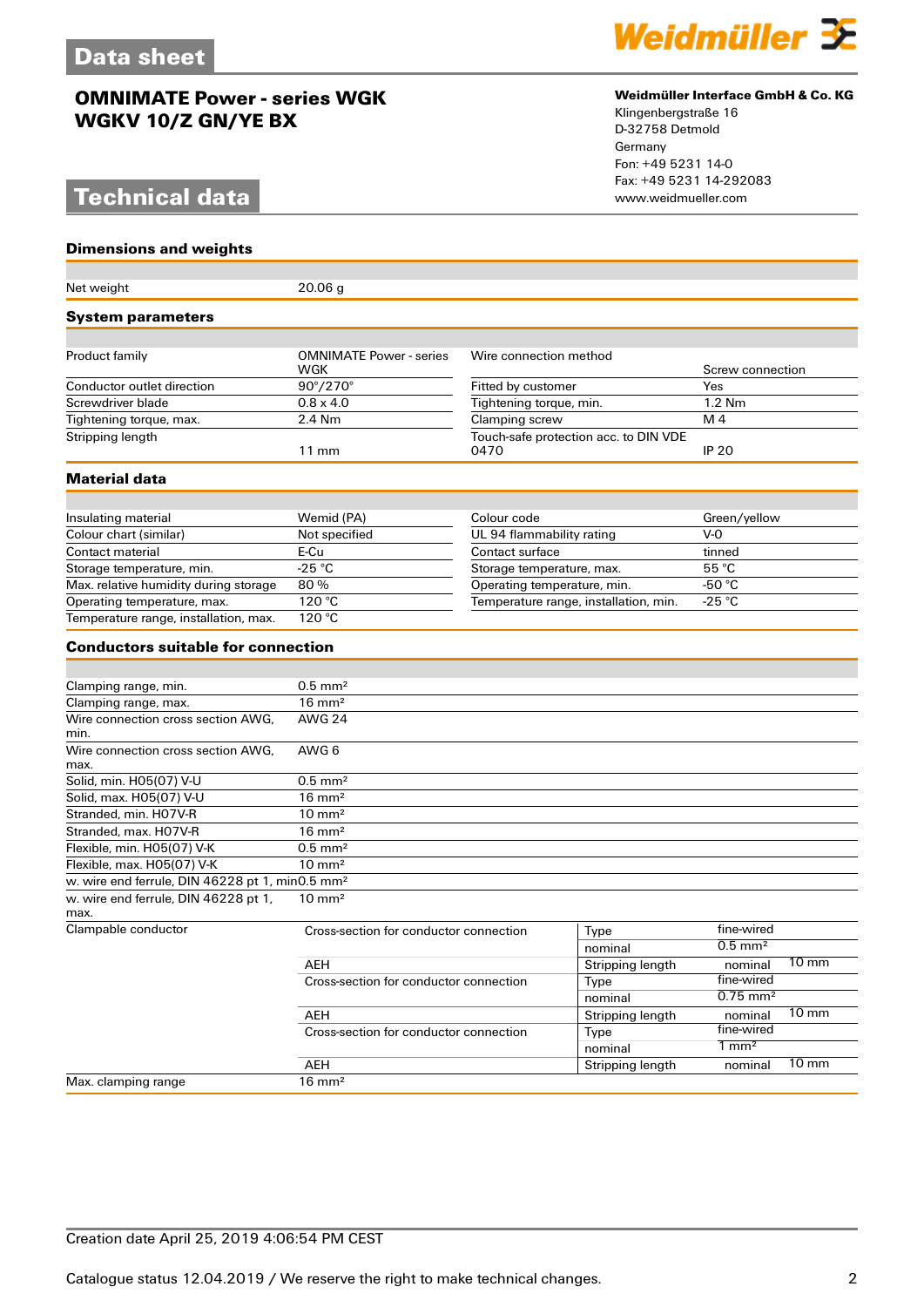# Data sheet

## OMNIMATE Power - series WGK
## WGKV 10/Z GN/YE BX

**Weidmüller Interface GmbH & Co. KG**
Klingenbergstraße 16
D-32758 Detmold
Germany
Fon: +49 5231 14-0
Fax: +49 5231 14-292083
www.weidmueller.com

# Technical data

### Dimensions and weights

| | |
|---|---|
| Net weight | 20.06 g |

### System parameters

| | | | |
|---|---|---|---|
| Product family | OMNIMATE Power - series WGK | Wire connection method | Screw connection |
| Conductor outlet direction | 90°/270° | Fitted by customer | Yes |
| Screwdriver blade | 0.8 x 4.0 | Tightening torque, min. | 1.2 Nm |
| Tightening torque, max. | 2.4 Nm | Clamping screw | M 4 |
| Stripping length | 11 mm | Touch-safe protection acc. to DIN VDE 0470 | IP 20 |

### Material data

| | | | |
|---|---|---|---|
| Insulating material | Wemid (PA) | Colour code | Green/yellow |
| Colour chart (similar) | Not specified | UL 94 flammability rating | V-0 |
| Contact material | E-Cu | Contact surface | tinned |
| Storage temperature, min. | -25 °C | Storage temperature, max. | 55 °C |
| Max. relative humidity during storage | 80 % | Operating temperature, min. | -50 °C |
| Operating temperature, max. | 120 °C | Temperature range, installation, min. | -25 °C |
| Temperature range, installation, max. | 120 °C | | |

### Conductors suitable for connection

| | | | | |
|---|---|---|---|---|
| Clamping range, min. | 0.5 mm² | | | |
| Clamping range, max. | 16 mm² | | | |
| Wire connection cross section AWG, min. | AWG 24 | | | |
| Wire connection cross section AWG, max. | AWG 6 | | | |
| Solid, min. H05(07) V-U | 0.5 mm² | | | |
| Solid, max. H05(07) V-U | 16 mm² | | | |
| Stranded, min. H07V-R | 10 mm² | | | |
| Stranded, max. H07V-R | 16 mm² | | | |
| Flexible, min. H05(07) V-K | 0.5 mm² | | | |
| Flexible, max. H05(07) V-K | 10 mm² | | | |
| w. wire end ferrule, DIN 46228 pt 1, min | 0.5 mm² | | | |
| w. wire end ferrule, DIN 46228 pt 1, max. | 10 mm² | | | |
| Clampable conductor | Cross-section for conductor connection | Type | fine-wired | |
| | | nominal | 0.5 mm² | |
| | AEH | Stripping length | nominal | 10 mm |
| | Cross-section for conductor connection | Type | fine-wired | |
| | | nominal | 0.75 mm² | |
| | AEH | Stripping length | nominal | 10 mm |
| | Cross-section for conductor connection | Type | fine-wired | |
| | | nominal | 1 mm² | |
| | AEH | Stripping length | nominal | 10 mm |
| Max. clamping range | 16 mm² | | | |

Creation date April 25, 2019 4:06:54 PM CEST

Catalogue status 12.04.2019 / We reserve the right to make technical changes.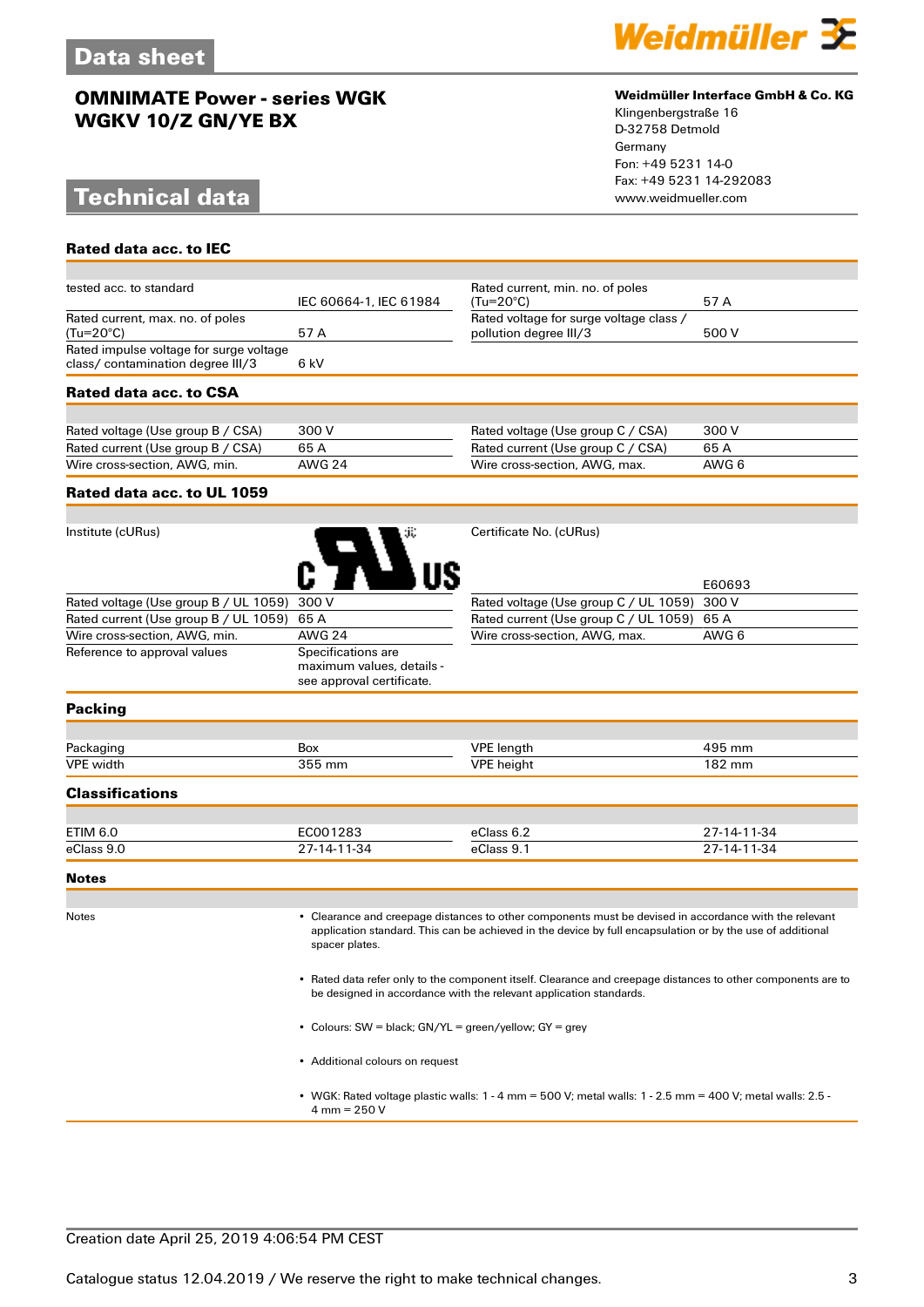# OMNIMATE Power - series WGK
# WGKV 10/Z GN/YE BX

**Weidmüller Interface GmbH & Co. KG**
Klingenbergstraße 16
D-32758 Detmold
Germany
Fon: +49 5231 14-0
Fax: +49 5231 14-292083
www.weidmueller.com

## Technical data

### Rated data acc. to IEC

| | | | |
|---|---|---|---|
| tested acc. to standard | IEC 60664-1, IEC 61984 | Rated current, min. no. of poles (Tu=20°C) | 57 A |
| Rated current, max. no. of poles (Tu=20°C) | 57 A | Rated voltage for surge voltage class / pollution degree III/3 | 500 V |
| Rated impulse voltage for surge voltage class/ contamination degree III/3 | 6 kV | | |

### Rated data acc. to CSA

| | | | |
|---|---|---|---|
| Rated voltage (Use group B / CSA) | 300 V | Rated voltage (Use group C / CSA) | 300 V |
| Rated current (Use group B / CSA) | 65 A | Rated current (Use group C / CSA) | 65 A |
| Wire cross-section, AWG, min. | AWG 24 | Wire cross-section, AWG, max. | AWG 6 |

### Rated data acc. to UL 1059

| | | | |
|---|---|---|---|
| Institute (cURus) | cURus | Certificate No. (cURus) | E60693 |
| Rated voltage (Use group B / UL 1059) | 300 V | Rated voltage (Use group C / UL 1059) | 300 V |
| Rated current (Use group B / UL 1059) | 65 A | Rated current (Use group C / UL 1059) | 65 A |
| Wire cross-section, AWG, min. | AWG 24 | Wire cross-section, AWG, max. | AWG 6 |
| Reference to approval values | Specifications are maximum values, details - see approval certificate. | | |

### Packing

| | | | |
|---|---|---|---|
| Packaging | Box | VPE length | 495 mm |
| VPE width | 355 mm | VPE height | 182 mm |

### Classifications

| | | | |
|---|---|---|---|
| ETIM 6.0 | EC001283 | eClass 6.2 | 27-14-11-34 |
| eClass 9.0 | 27-14-11-34 | eClass 9.1 | 27-14-11-34 |

### Notes

Notes

- Clearance and creepage distances to other components must be devised in accordance with the relevant application standard. This can be achieved in the device by full encapsulation or by the use of additional spacer plates.
- Rated data refer only to the component itself. Clearance and creepage distances to other components are to be designed in accordance with the relevant application standards.
- Colours: SW = black; GN/YL = green/yellow; GY = grey
- Additional colours on request
- WGK: Rated voltage plastic walls: 1 - 4 mm = 500 V; metal walls: 1 - 2.5 mm = 400 V; metal walls: 2.5 - 4 mm = 250 V

Creation date April 25, 2019 4:06:54 PM CEST

Catalogue status 12.04.2019 / We reserve the right to make technical changes.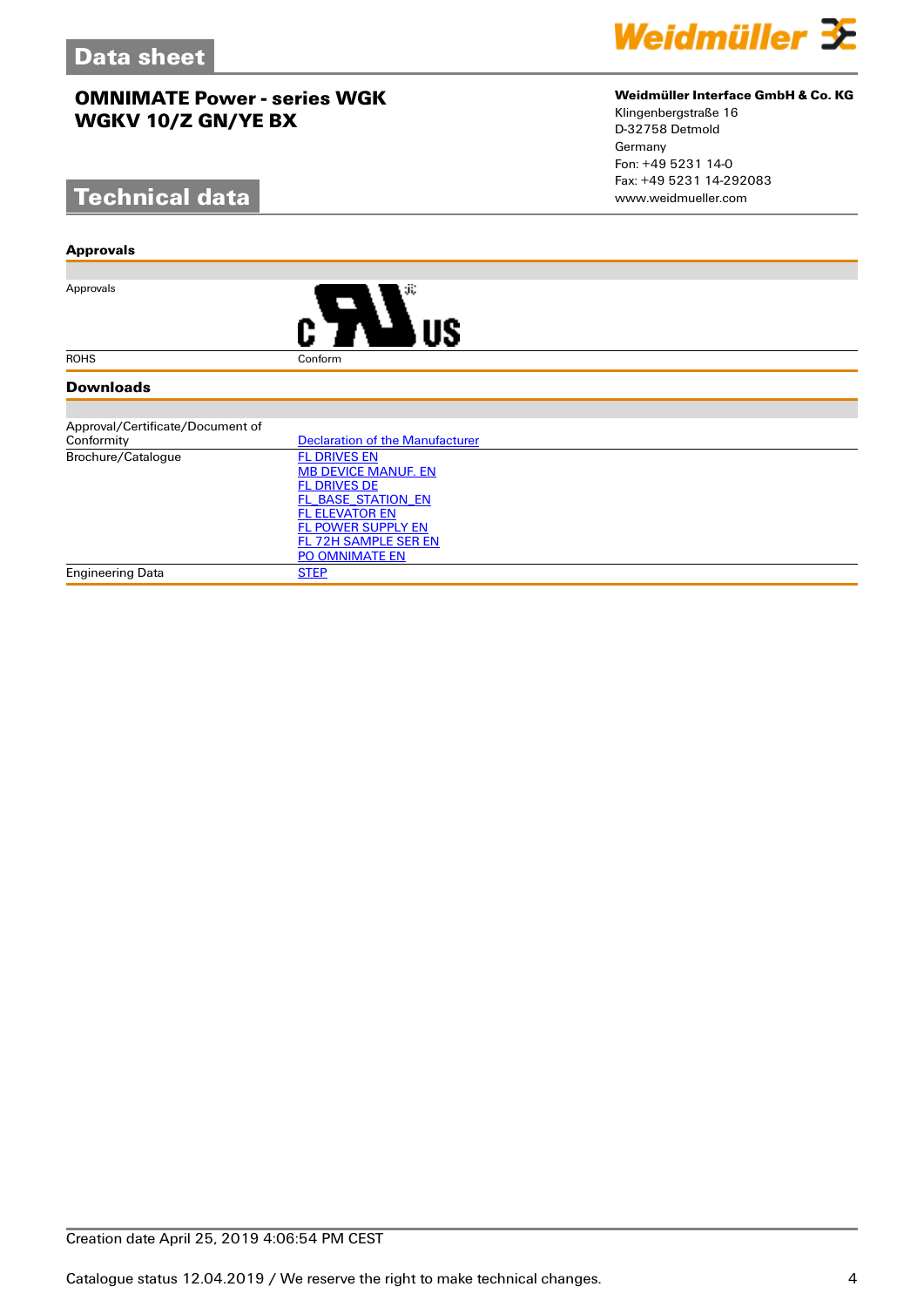# Data sheet

## OMNIMATE Power - series WGK
## WGKV 10/Z GN/YE BX

**Weidmüller Interface GmbH & Co. KG**
Klingenbergstraße 16
D-32758 Detmold
Germany
Fon: +49 5231 14-0
Fax: +49 5231 14-292083
www.weidmueller.com

# Technical data

### Approvals

| | |
|---|---|
| Approvals | c UR us |
| ROHS | Conform |

### Downloads

| | |
|---|---|
| Approval/Certificate/Document of Conformity | Declaration of the Manufacturer |
| Brochure/Catalogue | FL DRIVES EN<br>MB DEVICE MANUF. EN<br>FL DRIVES DE<br>FL_BASE_STATION_EN<br>FL ELEVATOR EN<br>FL POWER SUPPLY EN<br>FL 72H SAMPLE SER EN<br>PO OMNIMATE EN |
| Engineering Data | STEP |

Creation date April 25, 2019 4:06:54 PM CEST

Catalogue status 12.04.2019 / We reserve the right to make technical changes.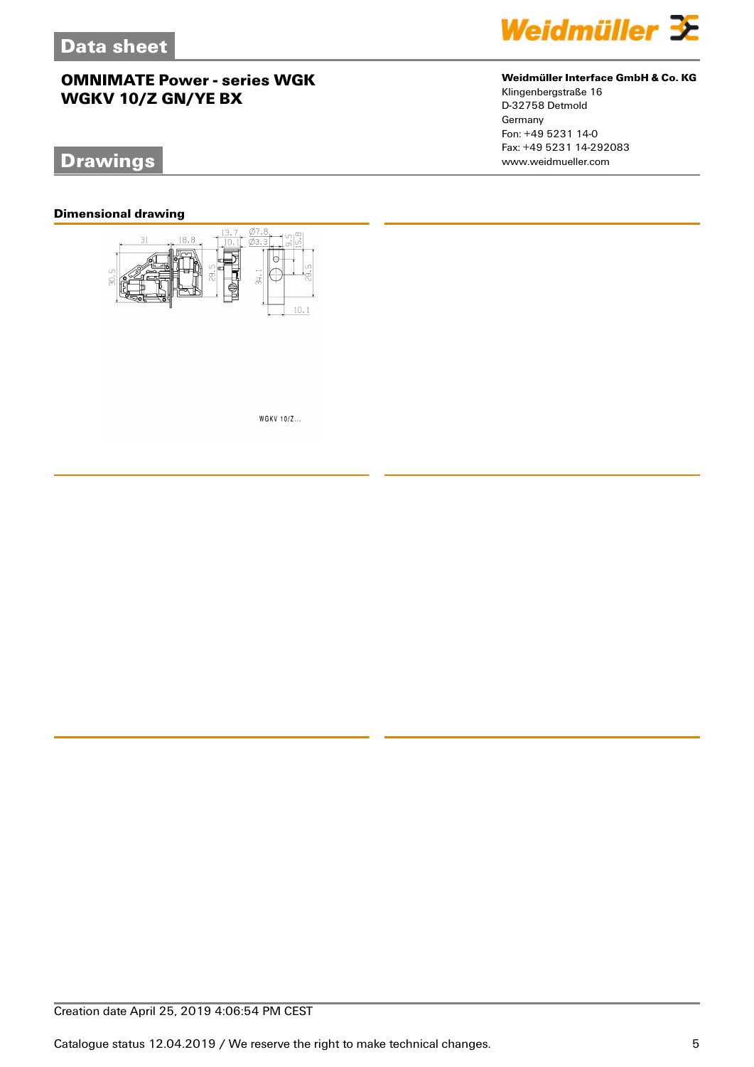# Data sheet

## OMNIMATE Power - series WGK
## WGKV 10/Z GN/YE BX

**Weidmüller Interface GmbH & Co. KG**
Klingenbergstraße 16
D-32758 Detmold
Germany
Fon: +49 5231 14-0
Fax: +49 5231 14-292083
www.weidmueller.com

# Drawings

### Dimensional drawing

31
18.8
13.7
10.1
Ø7.8
Ø3.3
9.5
15.8
30.5
29.5
34.1
29.5
10.1
WGKV 10/Z...

Creation date April 25, 2019 4:06:54 PM CEST

Catalogue status 12.04.2019 / We reserve the right to make technical changes.